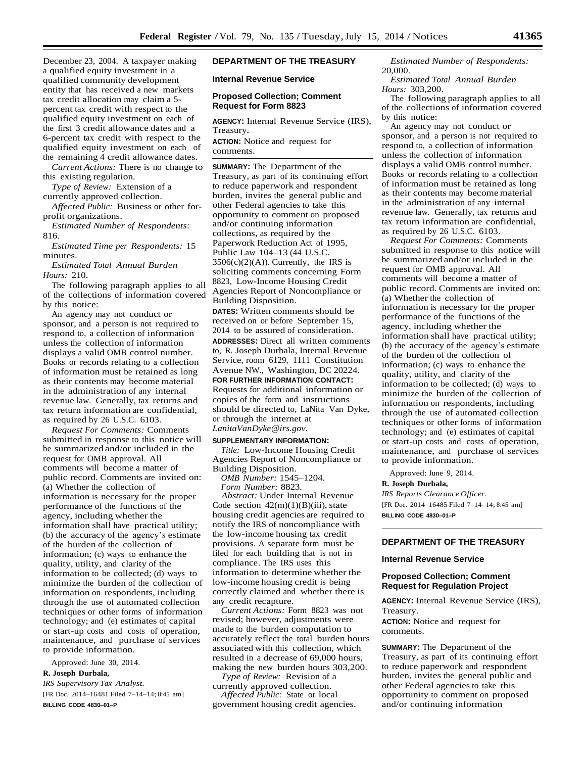December 23, 2004. A taxpayer making a qualified equity investment in a qualified community development entity that has received a new markets tax credit allocation may claim a 5-percent tax credit with respect to the qualified equity investment on each of the first 3 credit allowance dates and a 6-percent tax credit with respect to the qualified equity investment on each of the remaining 4 credit allowance dates.

*Current Actions:* There is no change to this existing regulation.

*Type of Review:* Extension of a currently approved collection.

*Affected Public:* Business or other for-profit organizations.

*Estimated Number of Respondents:* 816.

*Estimated Time per Respondents:* 15 minutes.

*Estimated Total Annual Burden Hours:* 210.

The following paragraph applies to all of the collections of information covered by this notice:

An agency may not conduct or sponsor, and a person is not required to respond to, a collection of information unless the collection of information displays a valid OMB control number. Books or records relating to a collection of information must be retained as long as their contents may become material in the administration of any internal revenue law. Generally, tax returns and tax return information are confidential, as required by 26 U.S.C. 6103.

*Request For Comments:* Comments submitted in response to this notice will be summarized and/or included in the request for OMB approval. All comments will become a matter of public record. Comments are invited on: (a) Whether the collection of information is necessary for the proper performance of the functions of the agency, including whether the information shall have practical utility; (b) the accuracy of the agency's estimate of the burden of the collection of information; (c) ways to enhance the quality, utility, and clarity of the information to be collected; (d) ways to minimize the burden of the collection of information on respondents, including through the use of automated collection techniques or other forms of information technology; and (e) estimates of capital or start-up costs and costs of operation, maintenance, and purchase of services to provide information.

Approved: June 30, 2014.

**R. Joseph Durbala,**

*IRS Supervisory Tax Analyst.*

[FR Doc. 2014–16481 Filed 7–14–14; 8:45 am]

**BILLING CODE 4830–01–P**

## DEPARTMENT OF THE TREASURY

### Internal Revenue Service

### Proposed Collection; Comment Request for Form 8823

**AGENCY:** Internal Revenue Service (IRS), Treasury.

**ACTION:** Notice and request for comments.

**SUMMARY:** The Department of the Treasury, as part of its continuing effort to reduce paperwork and respondent burden, invites the general public and other Federal agencies to take this opportunity to comment on proposed and/or continuing information collections, as required by the Paperwork Reduction Act of 1995, Public Law 104–13 (44 U.S.C. 3506(c)(2)(A)). Currently, the IRS is soliciting comments concerning Form 8823, Low-Income Housing Credit Agencies Report of Noncompliance or Building Disposition.

**DATES:** Written comments should be received on or before September 15, 2014 to be assured of consideration.

**ADDRESSES:** Direct all written comments to, R. Joseph Durbala, Internal Revenue Service, room 6129, 1111 Constitution Avenue NW., Washington, DC 20224.

**FOR FURTHER INFORMATION CONTACT:** Requests for additional information or copies of the form and instructions should be directed to, LaNita Van Dyke, or through the internet at *LanitaVanDyke@irs.gov.*

**SUPPLEMENTARY INFORMATION:**

*Title:* Low-Income Housing Credit Agencies Report of Noncompliance or Building Disposition.

*OMB Number:* 1545–1204.

*Form Number:* 8823.

*Abstract:* Under Internal Revenue Code section 42(m)(1)(B)(iii), state housing credit agencies are required to notify the IRS of noncompliance with the low-income housing tax credit provisions. A separate form must be filed for each building that is not in compliance. The IRS uses this information to determine whether the low-income housing credit is being correctly claimed and whether there is any credit recapture.

*Current Actions:* Form 8823 was not revised; however, adjustments were made to the burden computation to accurately reflect the total burden hours associated with this collection, which resulted in a decrease of 69,000 hours, making the new burden hours 303,200.

*Type of Review:* Revision of a currently approved collection.

*Affected Public:* State or local government housing credit agencies.

*Estimated Number of Respondents:* 20,000.

*Estimated Total Annual Burden Hours:* 303,200.

The following paragraph applies to all of the collections of information covered by this notice:

An agency may not conduct or sponsor, and a person is not required to respond to, a collection of information unless the collection of information displays a valid OMB control number. Books or records relating to a collection of information must be retained as long as their contents may become material in the administration of any internal revenue law. Generally, tax returns and tax return information are confidential, as required by 26 U.S.C. 6103.

*Request For Comments:* Comments submitted in response to this notice will be summarized and/or included in the request for OMB approval. All comments will become a matter of public record. Comments are invited on: (a) Whether the collection of information is necessary for the proper performance of the functions of the agency, including whether the information shall have practical utility; (b) the accuracy of the agency's estimate of the burden of the collection of information; (c) ways to enhance the quality, utility, and clarity of the information to be collected; (d) ways to minimize the burden of the collection of information on respondents, including through the use of automated collection techniques or other forms of information technology; and (e) estimates of capital or start-up costs and costs of operation, maintenance, and purchase of services to provide information.

Approved: June 9, 2014.

**R. Joseph Durbala,**

*IRS Reports Clearance Officer.*

[FR Doc. 2014–16485 Filed 7–14–14; 8:45 am]

**BILLING CODE 4830–01–P**

## DEPARTMENT OF THE TREASURY

### Internal Revenue Service

### Proposed Collection; Comment Request for Regulation Project

**AGENCY:** Internal Revenue Service (IRS), Treasury.

**ACTION:** Notice and request for comments.

**SUMMARY:** The Department of the Treasury, as part of its continuing effort to reduce paperwork and respondent burden, invites the general public and other Federal agencies to take this opportunity to comment on proposed and/or continuing information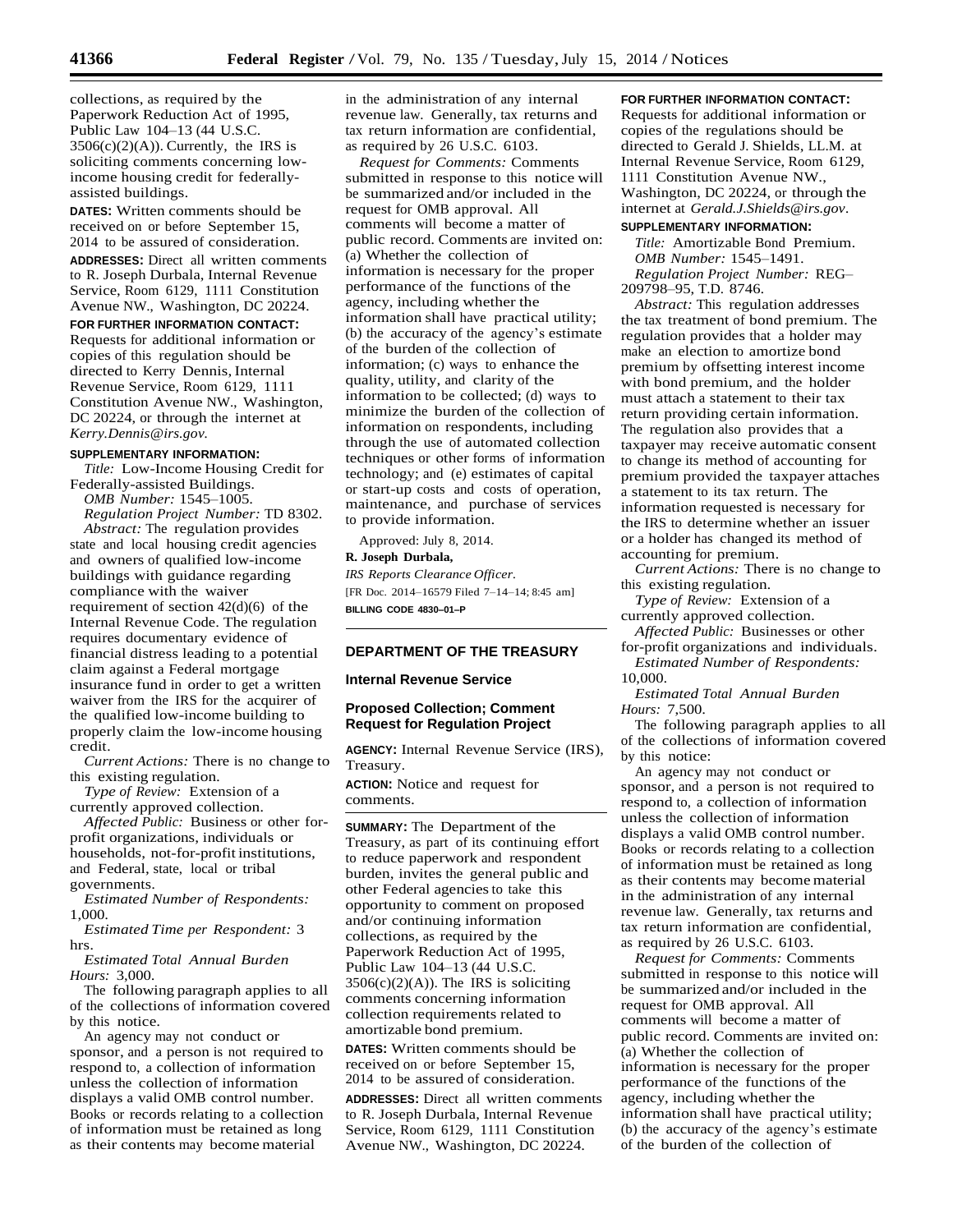collections, as required by the Paperwork Reduction Act of 1995, Public Law 104–13 (44 U.S.C. 3506(c)(2)(A)). Currently, the IRS is soliciting comments concerning low-income housing credit for federally-assisted buildings.

**DATES:** Written comments should be received on or before September 15, 2014 to be assured of consideration.

**ADDRESSES:** Direct all written comments to R. Joseph Durbala, Internal Revenue Service, Room 6129, 1111 Constitution Avenue NW., Washington, DC 20224.

**FOR FURTHER INFORMATION CONTACT:** Requests for additional information or copies of this regulation should be directed to Kerry Dennis, Internal Revenue Service, Room 6129, 1111 Constitution Avenue NW., Washington, DC 20224, or through the internet at *Kerry.Dennis@irs.gov.*

**SUPPLEMENTARY INFORMATION:**

*Title:* Low-Income Housing Credit for Federally-assisted Buildings.

*OMB Number:* 1545–1005.

*Regulation Project Number:* TD 8302.

*Abstract:* The regulation provides state and local housing credit agencies and owners of qualified low-income buildings with guidance regarding compliance with the waiver requirement of section 42(d)(6) of the Internal Revenue Code. The regulation requires documentary evidence of financial distress leading to a potential claim against a Federal mortgage insurance fund in order to get a written waiver from the IRS for the acquirer of the qualified low-income building to properly claim the low-income housing credit.

*Current Actions:* There is no change to this existing regulation.

*Type of Review:* Extension of a currently approved collection.

*Affected Public:* Business or other for-profit organizations, individuals or households, not-for-profit institutions, and Federal, state, local or tribal governments.

*Estimated Number of Respondents:* 1,000.

*Estimated Time per Respondent:* 3 hrs.

*Estimated Total Annual Burden Hours:* 3,000.

The following paragraph applies to all of the collections of information covered by this notice:

An agency may not conduct or sponsor, and a person is not required to respond to, a collection of information unless the collection of information displays a valid OMB control number. Books or records relating to a collection of information must be retained as long as their contents may become material in the administration of any internal revenue law. Generally, tax returns and tax return information are confidential, as required by 26 U.S.C. 6103.

*Request for Comments:* Comments submitted in response to this notice will be summarized and/or included in the request for OMB approval. All comments will become a matter of public record. Comments are invited on: (a) Whether the collection of information is necessary for the proper performance of the functions of the agency, including whether the information shall have practical utility; (b) the accuracy of the agency's estimate of the burden of the collection of information; (c) ways to enhance the quality, utility, and clarity of the information to be collected; (d) ways to minimize the burden of the collection of information on respondents, including through the use of automated collection techniques or other forms of information technology; and (e) estimates of capital or start-up costs and costs of operation, maintenance, and purchase of services to provide information.

Approved: July 8, 2014.

**R. Joseph Durbala,**

*IRS Reports Clearance Officer.*

[FR Doc. 2014–16579 Filed 7–14–14; 8:45 am]

**BILLING CODE 4830–01–P**

## DEPARTMENT OF THE TREASURY

### Internal Revenue Service

### Proposed Collection; Comment Request for Regulation Project

**AGENCY:** Internal Revenue Service (IRS), Treasury.

**ACTION:** Notice and request for comments.

**SUMMARY:** The Department of the Treasury, as part of its continuing effort to reduce paperwork and respondent burden, invites the general public and other Federal agencies to take this opportunity to comment on proposed and/or continuing information collections, as required by the Paperwork Reduction Act of 1995, Public Law 104–13 (44 U.S.C. 3506(c)(2)(A)). The IRS is soliciting comments concerning information collection requirements related to amortizable bond premium.

**DATES:** Written comments should be received on or before September 15, 2014 to be assured of consideration.

**ADDRESSES:** Direct all written comments to R. Joseph Durbala, Internal Revenue Service, Room 6129, 1111 Constitution Avenue NW., Washington, DC 20224.

**FOR FURTHER INFORMATION CONTACT:** Requests for additional information or copies of the regulations should be directed to Gerald J. Shields, LL.M. at Internal Revenue Service, Room 6129, 1111 Constitution Avenue NW., Washington, DC 20224, or through the internet at *Gerald.J.Shields@irs.gov*.

**SUPPLEMENTARY INFORMATION:**

*Title:* Amortizable Bond Premium.

*OMB Number:* 1545–1491.

*Regulation Project Number:* REG–209798–95, T.D. 8746.

*Abstract:* This regulation addresses the tax treatment of bond premium. The regulation provides that a holder may make an election to amortize bond premium by offsetting interest income with bond premium, and the holder must attach a statement to their tax return providing certain information. The regulation also provides that a taxpayer may receive automatic consent to change its method of accounting for premium provided the taxpayer attaches a statement to its tax return. The information requested is necessary for the IRS to determine whether an issuer or a holder has changed its method of accounting for premium.

*Current Actions:* There is no change to this existing regulation.

*Type of Review:* Extension of a currently approved collection.

*Affected Public:* Businesses or other for-profit organizations and individuals.

*Estimated Number of Respondents:* 10,000.

*Estimated Total Annual Burden Hours:* 7,500.

The following paragraph applies to all of the collections of information covered by this notice:

An agency may not conduct or sponsor, and a person is not required to respond to, a collection of information unless the collection of information displays a valid OMB control number. Books or records relating to a collection of information must be retained as long as their contents may become material in the administration of any internal revenue law. Generally, tax returns and tax return information are confidential, as required by 26 U.S.C. 6103.

*Request for Comments:* Comments submitted in response to this notice will be summarized and/or included in the request for OMB approval. All comments will become a matter of public record. Comments are invited on: (a) Whether the collection of information is necessary for the proper performance of the functions of the agency, including whether the information shall have practical utility; (b) the accuracy of the agency's estimate of the burden of the collection of